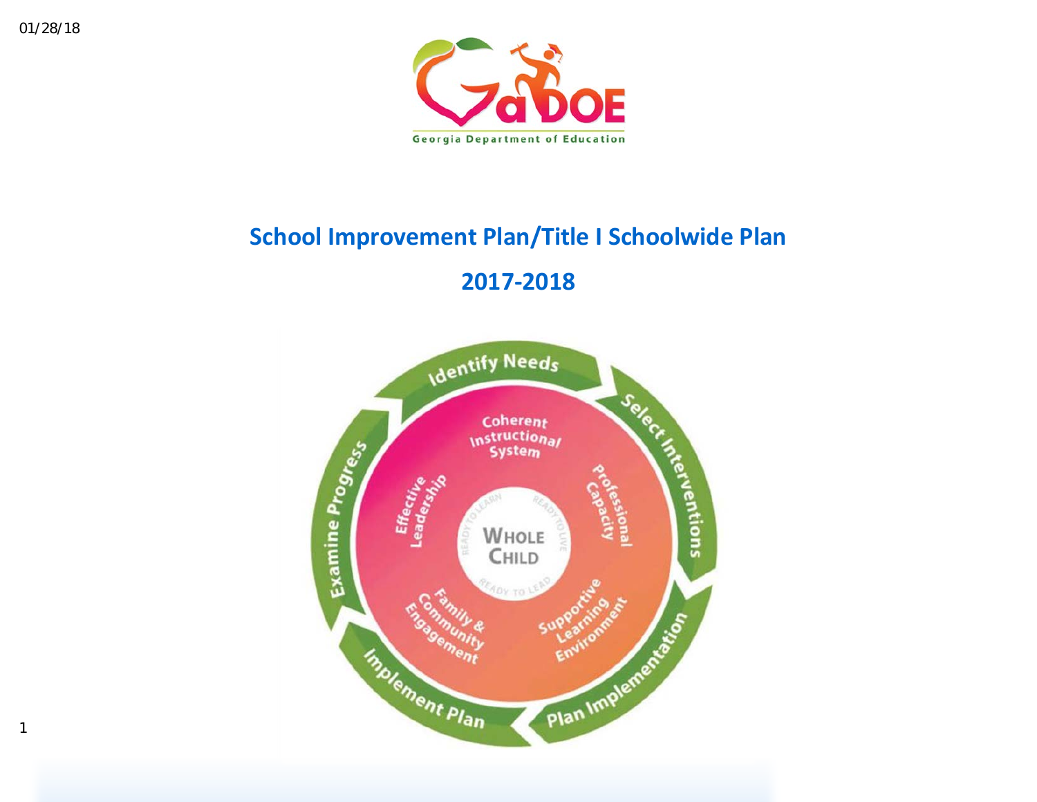01/28/18

Georgia Department of Education

# School Improvement Plan/Title I Schoolwide Plan

## 2017-2018

Identify Needs

Select Interventions

Plan Implementation

Implement Plan

Examine Progress

Coherent Instructional System

Professional Capacity

Supportive Learning Environment

Family & Community Engagement

Effective Leadership

Whole Child

Ready to Learn

Ready to Live

Ready to Lead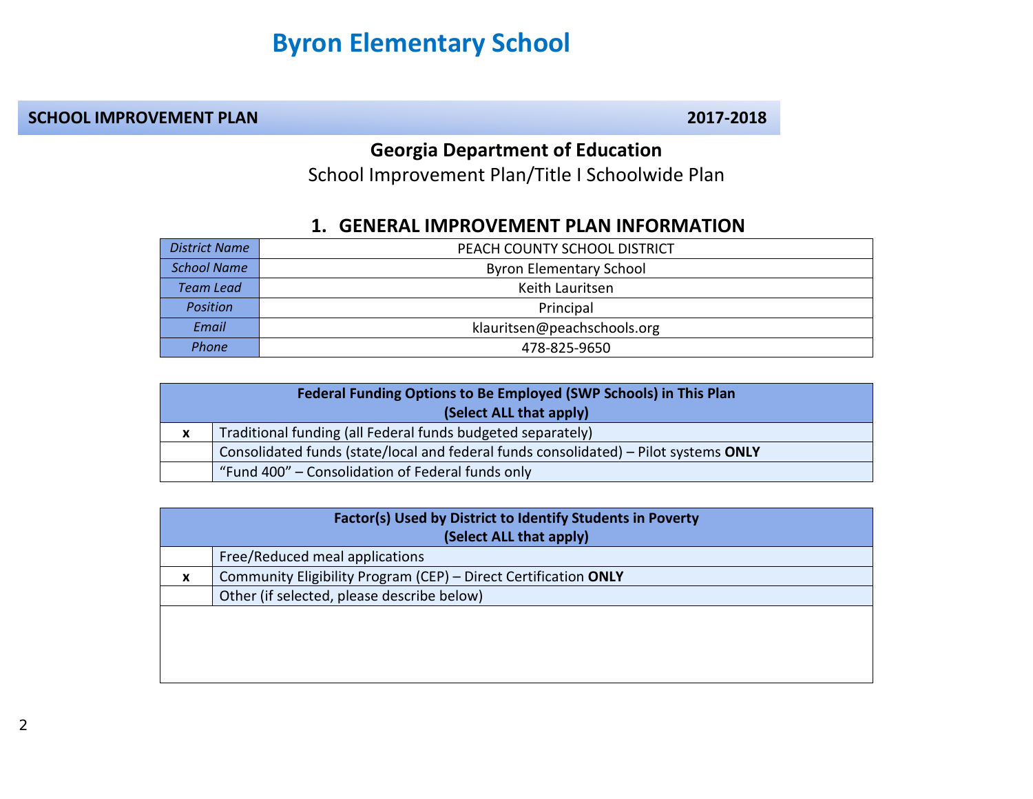# Byron Elementary School

**SCHOOL IMPROVEMENT PLAN** **2017-2018**

## Georgia Department of Education

School Improvement Plan/Title I Schoolwide Plan

## 1. GENERAL IMPROVEMENT PLAN INFORMATION

| | |
|---|---|
| *District Name* | PEACH COUNTY SCHOOL DISTRICT |
| *School Name* | Byron Elementary School |
| *Team Lead* | Keith Lauritsen |
| *Position* | Principal |
| *Email* | klauritsen@peachschools.org |
| *Phone* | 478-825-9650 |

| **Federal Funding Options to Be Employed (SWP Schools) in This Plan (Select ALL that apply)** | |
|---|---|
| x | Traditional funding (all Federal funds budgeted separately) |
| | Consolidated funds (state/local and federal funds consolidated) – Pilot systems **ONLY** |
| | "Fund 400" – Consolidation of Federal funds only |

| **Factor(s) Used by District to Identify Students in Poverty (Select ALL that apply)** | |
|---|---|
| | Free/Reduced meal applications |
| x | Community Eligibility Program (CEP) – Direct Certification **ONLY** |
| | Other (if selected, please describe below) |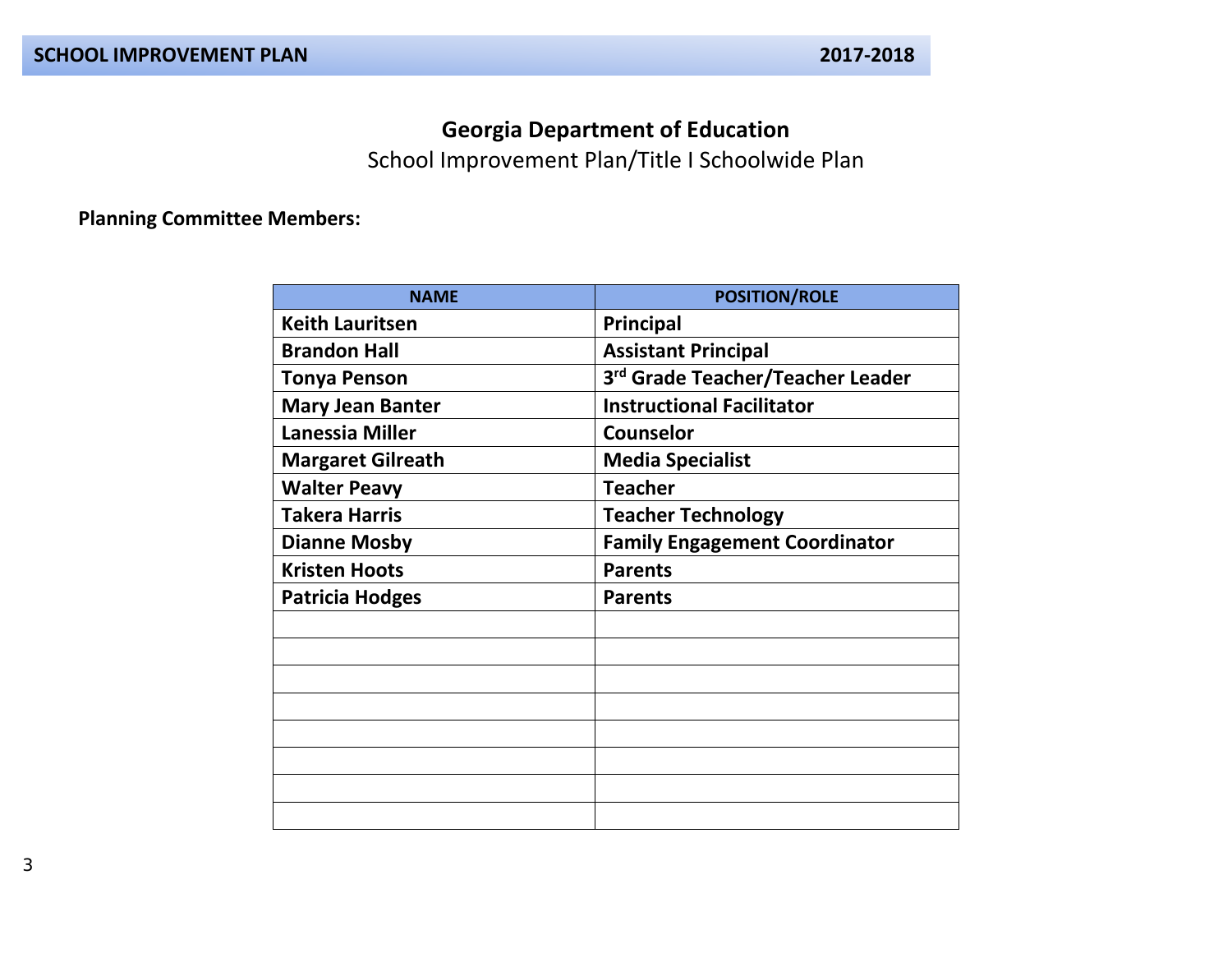# Georgia Department of Education

School Improvement Plan/Title I Schoolwide Plan

**Planning Committee Members:**

| NAME | POSITION/ROLE |
|---|---|
| **Keith Lauritsen** | **Principal** |
| **Brandon Hall** | **Assistant Principal** |
| **Tonya Penson** | **3rd Grade Teacher/Teacher Leader** |
| **Mary Jean Banter** | **Instructional Facilitator** |
| **Lanessia Miller** | **Counselor** |
| **Margaret Gilreath** | **Media Specialist** |
| **Walter Peavy** | **Teacher** |
| **Takera Harris** | **Teacher Technology** |
| **Dianne Mosby** | **Family Engagement Coordinator** |
| **Kristen Hoots** | **Parents** |
| **Patricia Hodges** | **Parents** |
| | |
| | |
| | |
| | |
| | |
| | |
| | |
| | |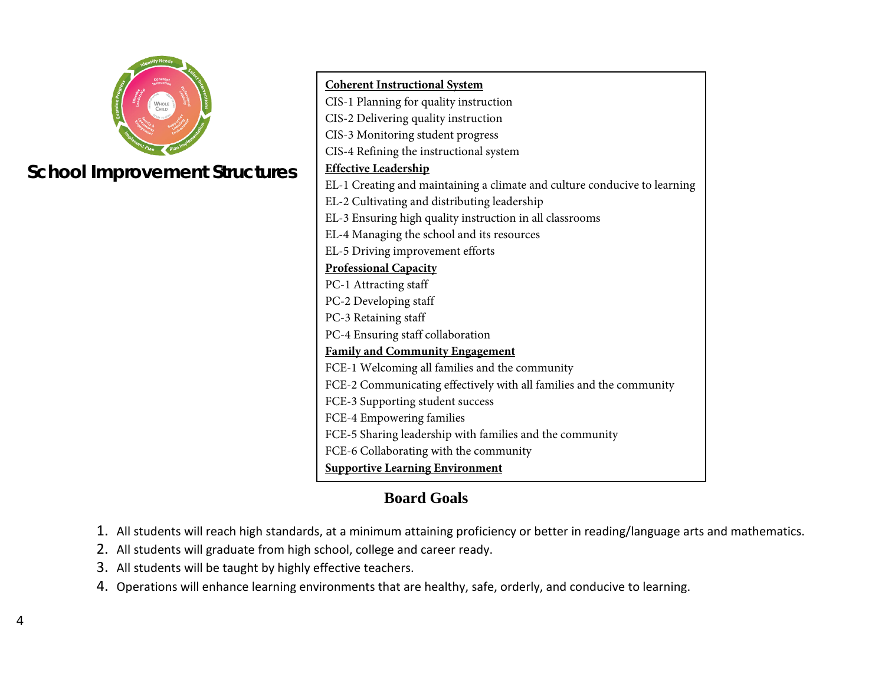## School Improvement Structures

**Coherent Instructional System**

CIS-1 Planning for quality instruction
CIS-2 Delivering quality instruction
CIS-3 Monitoring student progress
CIS-4 Refining the instructional system

**Effective Leadership**

EL-1 Creating and maintaining a climate and culture conducive to learning
EL-2 Cultivating and distributing leadership
EL-3 Ensuring high quality instruction in all classrooms
EL-4 Managing the school and its resources
EL-5 Driving improvement efforts

**Professional Capacity**

PC-1 Attracting staff
PC-2 Developing staff
PC-3 Retaining staff
PC-4 Ensuring staff collaboration

**Family and Community Engagement**

FCE-1 Welcoming all families and the community
FCE-2 Communicating effectively with all families and the community
FCE-3 Supporting student success
FCE-4 Empowering families
FCE-5 Sharing leadership with families and the community
FCE-6 Collaborating with the community

**Supportive Learning Environment**

## Board Goals

1. All students will reach high standards, at a minimum attaining proficiency or better in reading/language arts and mathematics.
2. All students will graduate from high school, college and career ready.
3. All students will be taught by highly effective teachers.
4. Operations will enhance learning environments that are healthy, safe, orderly, and conducive to learning.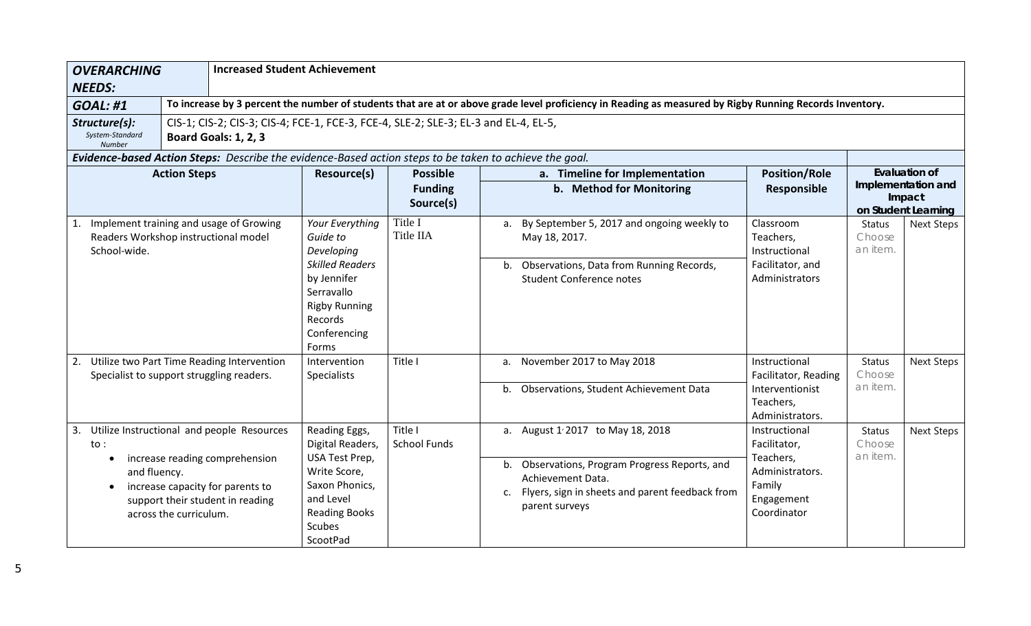| ***OVERARCHING NEEDS:*** | **Increased Student Achievement** | | | | | | |
|---|---|---|---|---|---|---|---|
| ***GOAL: #1*** | **To increase by 3 percent the number of students that are at or above grade level proficiency in Reading as measured by Rigby Running Records Inventory.** | | | | | | |
| ***Structure(s):*** *System-Standard Number* | CIS-1; CIS-2; CIS-3; CIS-4; FCE-1, FCE-3, FCE-4, SLE-2; SLE-3; EL-3 and EL-4, EL-5, **Board Goals: 1, 2, 3** | | | | | | |
| ***Evidence-based Action Steps:*** *Describe the evidence-Based action steps to be taken to achieve the goal.* | | | | | | | |
| **Action Steps** | **Resource(s)** | **Possible Funding Source(s)** | **a. Timeline for Implementation** **b. Method for Monitoring** | **Position/Role Responsible** | **Evaluation of Implementation and Impact on Student Learning** | | |
| | | | | | Status | Next Steps | |
| 1. Implement training and usage of Growing Readers Workshop instructional model School-wide. | *Your Everything Guide to Developing Skilled Readers* by Jennifer Serravallo Rigby Running Records Conferencing Forms | Title I Title IIA | a. By September 5, 2017 and ongoing weekly to May 18, 2017. b. Observations, Data from Running Records, Student Conference notes | Classroom Teachers, Instructional Facilitator, and Administrators | Status Choose an item. | Next Steps | |
| 2. Utilize two Part Time Reading Intervention Specialist to support struggling readers. | Intervention Specialists | Title I | a. November 2017 to May 2018 b. Observations, Student Achievement Data | Instructional Facilitator, Reading Interventionist Teachers, Administrators. | Status Choose an item. | Next Steps | |
| 3. Utilize Instructional and people Resources to : • increase reading comprehension and fluency. • increase capacity for parents to support their student in reading across the curriculum. | Reading Eggs, Digital Readers, USA Test Prep, Write Score, Saxon Phonics, and Level Reading Books Scubes ScootPad | Title I School Funds | a. August 1, 2017 to May 18, 2018 b. Observations, Program Progress Reports, and Achievement Data. c. Flyers, sign in sheets and parent feedback from parent surveys | Instructional Facilitator, Teachers, Administrators. Family Engagement Coordinator | Status Choose an item. | Next Steps | |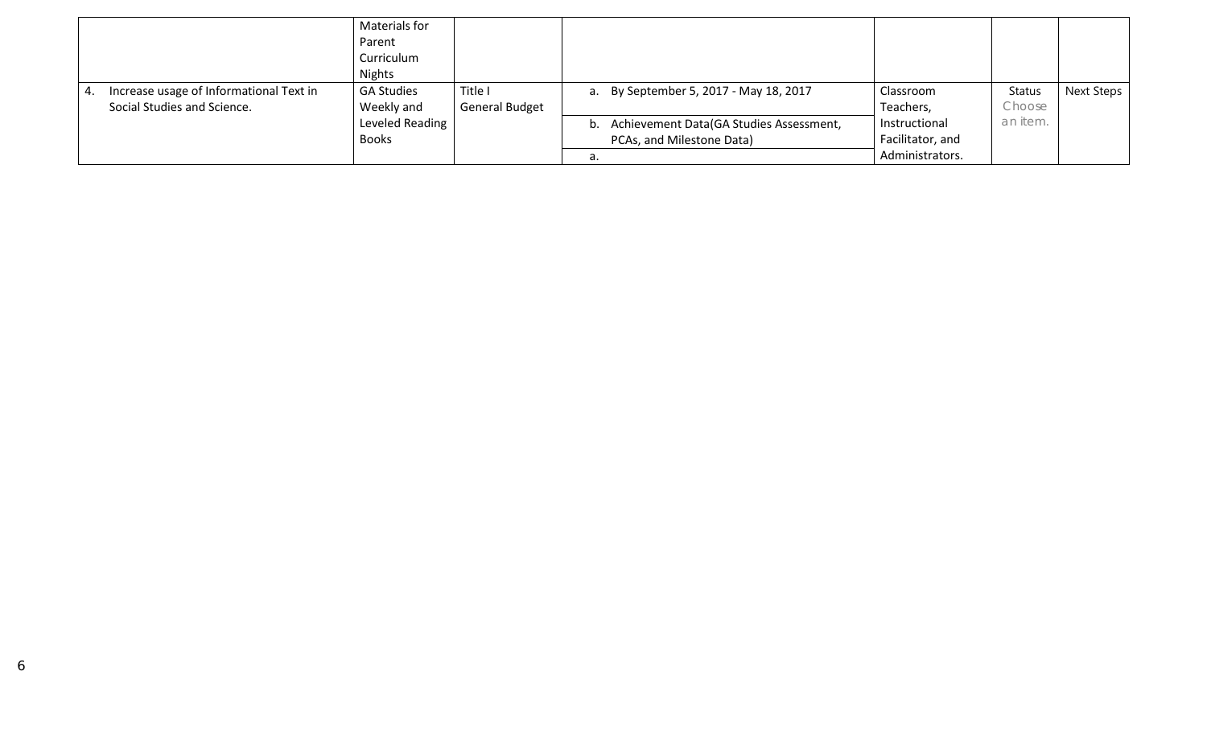| | | | | | | |
|---|---|---|---|---|---|---|
| | Materials for Parent Curriculum Nights | | | | | |
| 4. Increase usage of Informational Text in Social Studies and Science. | GA Studies Weekly and Leveled Reading Books | Title I General Budget | a. By September 5, 2017 - May 18, 2017<br>b. Achievement Data(GA Studies Assessment, PCAs, and Milestone Data)<br>a. | Classroom Teachers, Instructional Facilitator, and Administrators. | Status Choose an item. | Next Steps |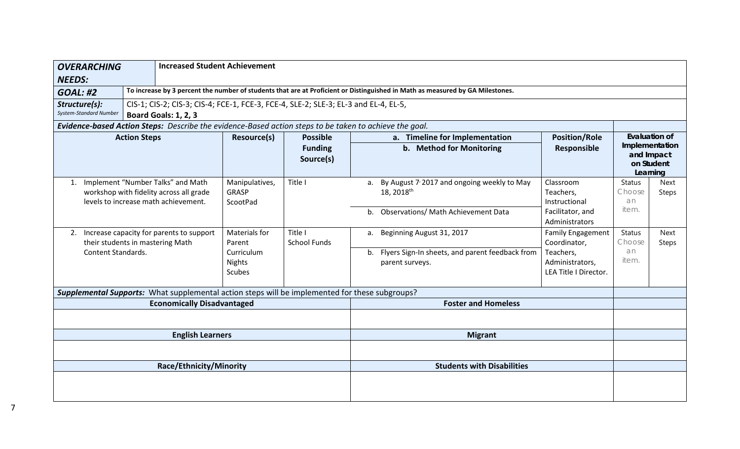| ***OVERARCHING NEEDS:*** | **Increased Student Achievement** | | | | | |
|---|---|---|---|---|---|---|
| ***GOAL: #2*** | **To increase by 3 percent the number of students that are at Proficient or Distinguished in Math as measured by GA Milestones.** | | | | | |
| ***Structure(s):*** *System-Standard Number* | CIS-1; CIS-2; CIS-3; CIS-4; FCE-1, FCE-3, FCE-4, SLE-2; SLE-3; EL-3 and EL-4, EL-5, **Board Goals: 1, 2, 3** | | | | | |
| ***Evidence-based Action Steps:*** *Describe the evidence-Based action steps to be taken to achieve the goal.* | | | | | | |
| **Action Steps** | **Resource(s)** | **Possible Funding Source(s)** | **a. Timeline for Implementation** **b. Method for Monitoring** | **Position/Role Responsible** | **Evaluation of Implementation and Impact on Student Learning** | |
| 1. Implement "Number Talks" and Math workshop with fidelity across all grade levels to increase math achievement. | Manipulatives, GRASP ScootPad | Title I | a. By August 7, 2017 and ongoing weekly to May 18, 2018th<br>b. Observations/ Math Achievement Data | Classroom Teachers, Instructional Facilitator, and Administrators | Status Choose an item. | Next Steps |
| 2. Increase capacity for parents to support their students in mastering Math Content Standards. | Materials for Parent Curriculum Nights Scubes | Title I School Funds | a. Beginning August 31, 2017<br>b. Flyers Sign-In sheets, and parent feedback from parent surveys. | Family Engagement Coordinator, Teachers, Administrators, LEA Title I Director. | Status Choose an item. | Next Steps |
| ***Supplemental Supports:*** What supplemental action steps will be implemented for these subgroups? | | | | | | |
| **Economically Disadvantaged** | | | **Foster and Homeless** | | | |
| | | | | | | |
| **English Learners** | | | **Migrant** | | | |
| | | | | | | |
| **Race/Ethnicity/Minority** | | | **Students with Disabilities** | | | |
| | | | | | | |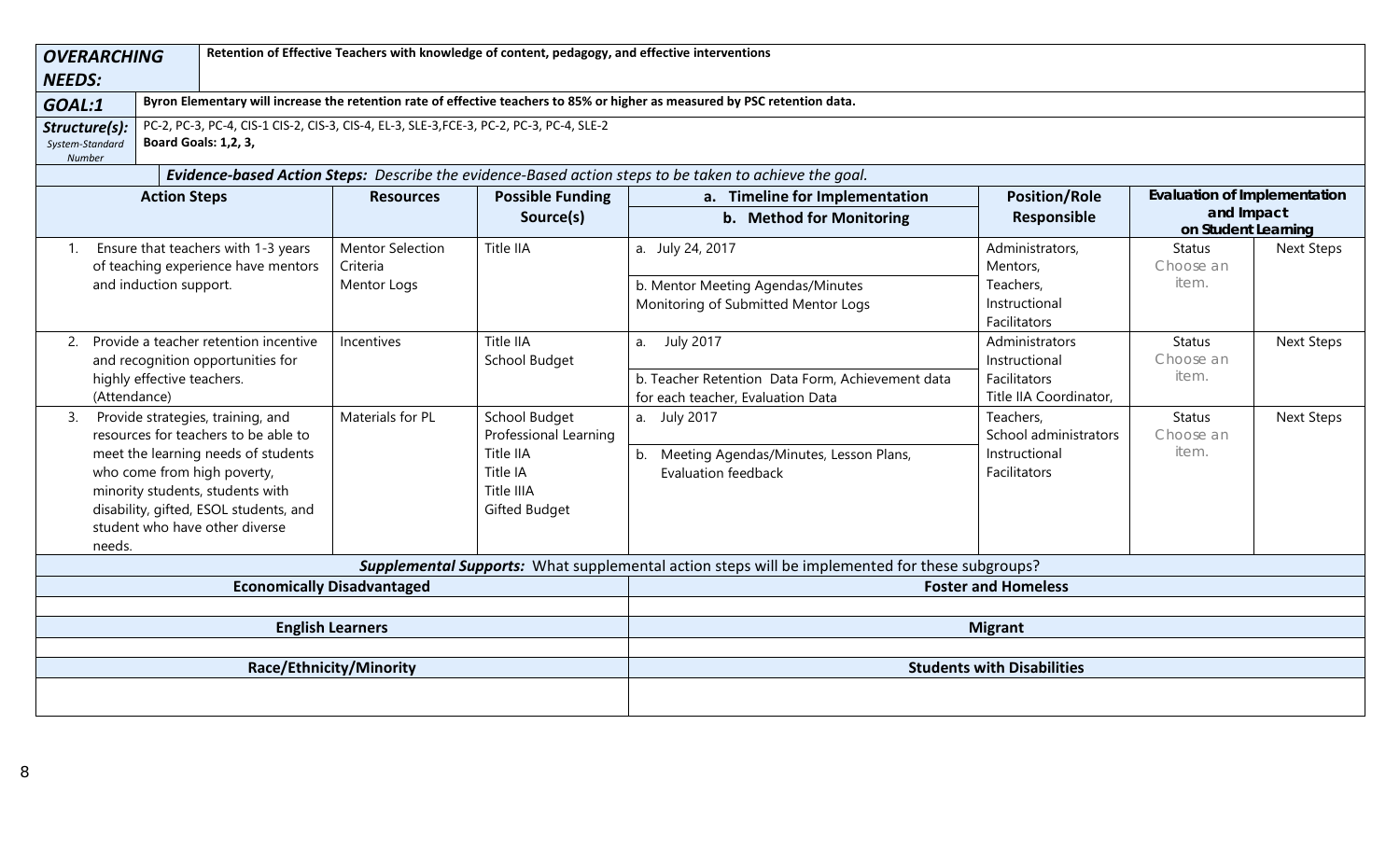| **OVERARCHING NEEDS:** | **Retention of Effective Teachers with knowledge of content, pedagogy, and effective interventions** |
|---|---|
| **GOAL:1** | **Byron Elementary will increase the retention rate of effective teachers to 85% or higher as measured by PSC retention data.** |
| **Structure(s):** *System-Standard Number* | PC-2, PC-3, PC-4, CIS-1 CIS-2, CIS-3, CIS-4, EL-3, SLE-3,FCE-3, PC-2, PC-3, PC-4, SLE-2 **Board Goals: 1,2, 3,** |

***Evidence-based Action Steps:*** *Describe the evidence-Based action steps to be taken to achieve the goal.*

| Action Steps | Resources | Possible Funding Source(s) | a. Timeline for Implementation / b. Method for Monitoring | Position/Role Responsible | Evaluation of Implementation and Impact on Student Learning | |
|---|---|---|---|---|---|---|
| | | | | | Status | Next Steps |
| 1. Ensure that teachers with 1-3 years of teaching experience have mentors and induction support. | Mentor Selection Criteria Mentor Logs | Title IIA | a. July 24, 2017<br>b. Mentor Meeting Agendas/Minutes Monitoring of Submitted Mentor Logs | Administrators, Mentors, Teachers, Instructional Facilitators | Choose an item. | Next Steps |
| 2. Provide a teacher retention incentive and recognition opportunities for highly effective teachers. (Attendance) | Incentives | Title IIA School Budget | a. July 2017<br>b. Teacher Retention Data Form, Achievement data for each teacher, Evaluation Data | Administrators Instructional Facilitators Title IIA Coordinator, | Choose an item. | Next Steps |
| 3. Provide strategies, training, and resources for teachers to be able to meet the learning needs of students who come from high poverty, minority students, students with disability, gifted, ESOL students, and student who have other diverse needs. | Materials for PL | School Budget Professional Learning Title IIA Title IA Title IIIA Gifted Budget | a. July 2017<br>b. Meeting Agendas/Minutes, Lesson Plans, Evaluation feedback | Teachers, School administrators Instructional Facilitators | Choose an item. | Next Steps |

***Supplemental Supports:*** What supplemental action steps will be implemented for these subgroups?

| **Economically Disadvantaged** | **Foster and Homeless** |
|---|---|
| | |
| **English Learners** | **Migrant** |
| | |
| **Race/Ethnicity/Minority** | **Students with Disabilities** |
| | |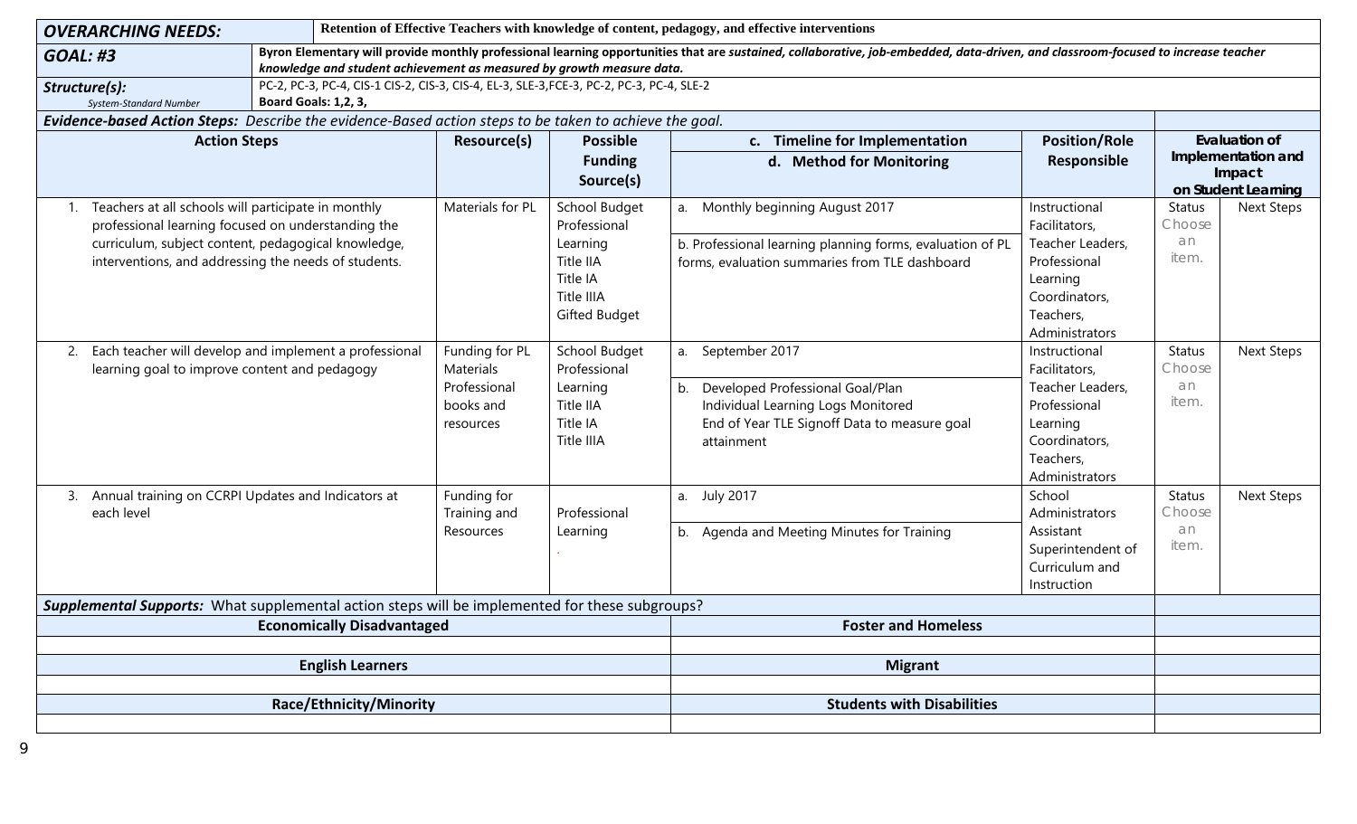| **OVERARCHING NEEDS:** | **Retention of Effective Teachers with knowledge of content, pedagogy, and effective interventions** |
|---|---|
| **GOAL: #3** | **Byron Elementary will provide monthly professional learning opportunities that are *sustained, collaborative, job-embedded, data-driven, and classroom-focused to increase teacher knowledge and student achievement as measured by growth measure data.*** |
| **Structure(s):** *System-Standard Number* | PC-2, PC-3, PC-4, CIS-1 CIS-2, CIS-3, CIS-4, EL-3, SLE-3,FCE-3, PC-2, PC-3, PC-4, SLE-2 **Board Goals: 1,2, 3,** |

***Evidence-based Action Steps:*** *Describe the evidence-Based action steps to be taken to achieve the goal.*

| Action Steps | Resource(s) | Possible Funding Source(s) | c. Timeline for Implementation / d. Method for Monitoring | Position/Role Responsible | Evaluation of Implementation and Impact on Student Learning | |
|---|---|---|---|---|---|---|
| 1. Teachers at all schools will participate in monthly professional learning focused on understanding the curriculum, subject content, pedagogical knowledge, interventions, and addressing the needs of students. | Materials for PL | School Budget Professional Learning Title IIA Title IA Title IIIA Gifted Budget | a. Monthly beginning August 2017<br>b. Professional learning planning forms, evaluation of PL forms, evaluation summaries from TLE dashboard | Instructional Facilitators, Teacher Leaders, Professional Learning Coordinators, Teachers, Administrators | Status Choose an item. | Next Steps |
| 2. Each teacher will develop and implement a professional learning goal to improve content and pedagogy | Funding for PL Materials Professional books and resources | School Budget Professional Learning Title IIA Title IA Title IIIA | a. September 2017<br>b. Developed Professional Goal/Plan Individual Learning Logs Monitored End of Year TLE Signoff Data to measure goal attainment | Instructional Facilitators, Teacher Leaders, Professional Learning Coordinators, Teachers, Administrators | Status Choose an item. | Next Steps |
| 3. Annual training on CCRPI Updates and Indicators at each level | Funding for Training and Resources | Professional Learning . | a. July 2017<br>b. Agenda and Meeting Minutes for Training | School Administrators Assistant Superintendent of Curriculum and Instruction | Status Choose an item. | Next Steps |

***Supplemental Supports:*** What supplemental action steps will be implemented for these subgroups?

| Economically Disadvantaged | Foster and Homeless |
|---|---|
| | |
| **English Learners** | **Migrant** |
| | |
| **Race/Ethnicity/Minority** | **Students with Disabilities** |
| | |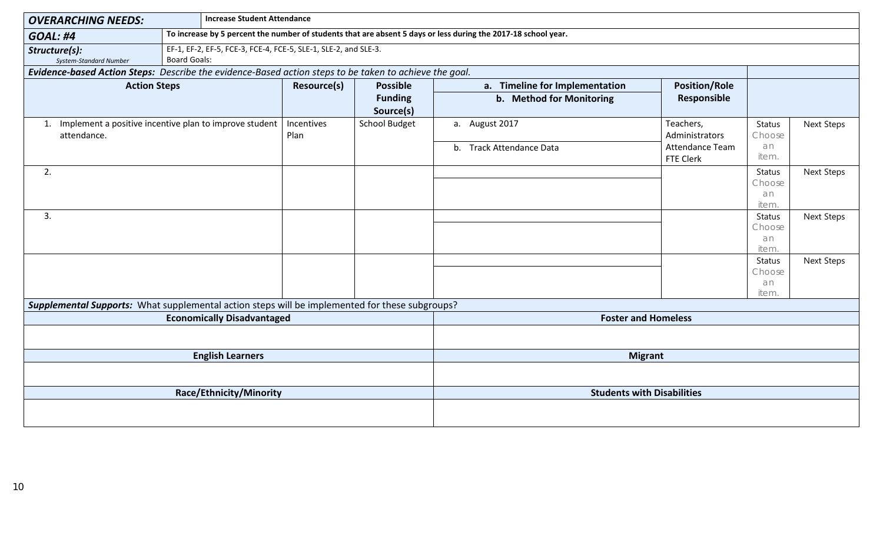| | | |
|---|---|---|
| ***OVERARCHING NEEDS:*** | **Increase Student Attendance** | |
| ***GOAL: #4*** | **To increase by 5 percent the number of students that are absent 5 days or less during the 2017-18 school year.** | |
| ***Structure(s):*** *System-Standard Number* | EF-1, EF-2, EF-5, FCE-3, FCE-4, FCE-5, SLE-1, SLE-2, and SLE-3. Board Goals: | |

***Evidence-based Action Steps:*** *Describe the evidence-Based action steps to be taken to achieve the goal.*

| Action Steps | Resource(s) | Possible Funding Source(s) | a. Timeline for Implementation<br>b. Method for Monitoring | Position/Role Responsible | | |
|---|---|---|---|---|---|---|
| 1. Implement a positive incentive plan to improve student attendance. | Incentives Plan | School Budget | a. August 2017<br>b. Track Attendance Data | Teachers, Administrators<br>Attendance Team<br>FTE Clerk | Status Choose an item. | Next Steps |
| 2. | | | | | Status Choose an item. | Next Steps |
| 3. | | | | | Status Choose an item. | Next Steps |
| | | | | | Status Choose an item. | Next Steps |

***Supplemental Supports:*** What supplemental action steps will be implemented for these subgroups?

| Economically Disadvantaged | Foster and Homeless |
|---|---|
| | |
| **English Learners** | **Migrant** |
| | |
| **Race/Ethnicity/Minority** | **Students with Disabilities** |
| | |